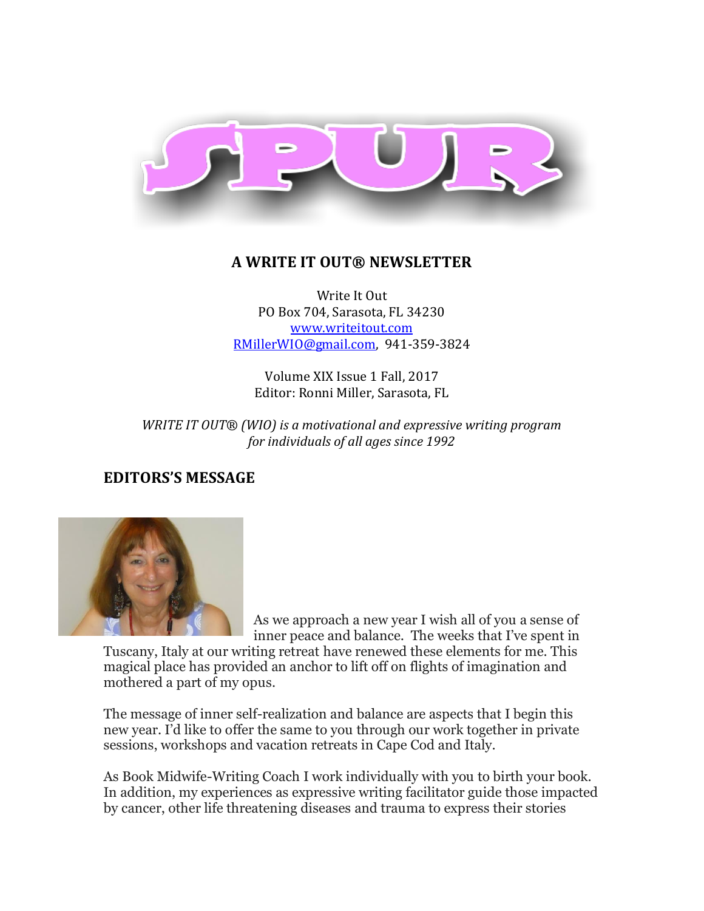# SPUR

## A WRITE IT OUT® NEWSLETTER

Write It Out
PO Box 704, Sarasota, FL 34230
www.writeitout.com
RMillerWIO@gmail.com, 941-359-3824

Volume XIX Issue 1 Fall, 2017
Editor: Ronni Miller, Sarasota, FL

*WRITE IT OUT® (WIO) is a motivational and expressive writing program for individuals of all ages since 1992*

## EDITORS'S MESSAGE

As we approach a new year I wish all of you a sense of inner peace and balance. The weeks that I've spent in Tuscany, Italy at our writing retreat have renewed these elements for me. This magical place has provided an anchor to lift off on flights of imagination and mothered a part of my opus.

The message of inner self-realization and balance are aspects that I begin this new year. I'd like to offer the same to you through our work together in private sessions, workshops and vacation retreats in Cape Cod and Italy.

As Book Midwife-Writing Coach I work individually with you to birth your book. In addition, my experiences as expressive writing facilitator guide those impacted by cancer, other life threatening diseases and trauma to express their stories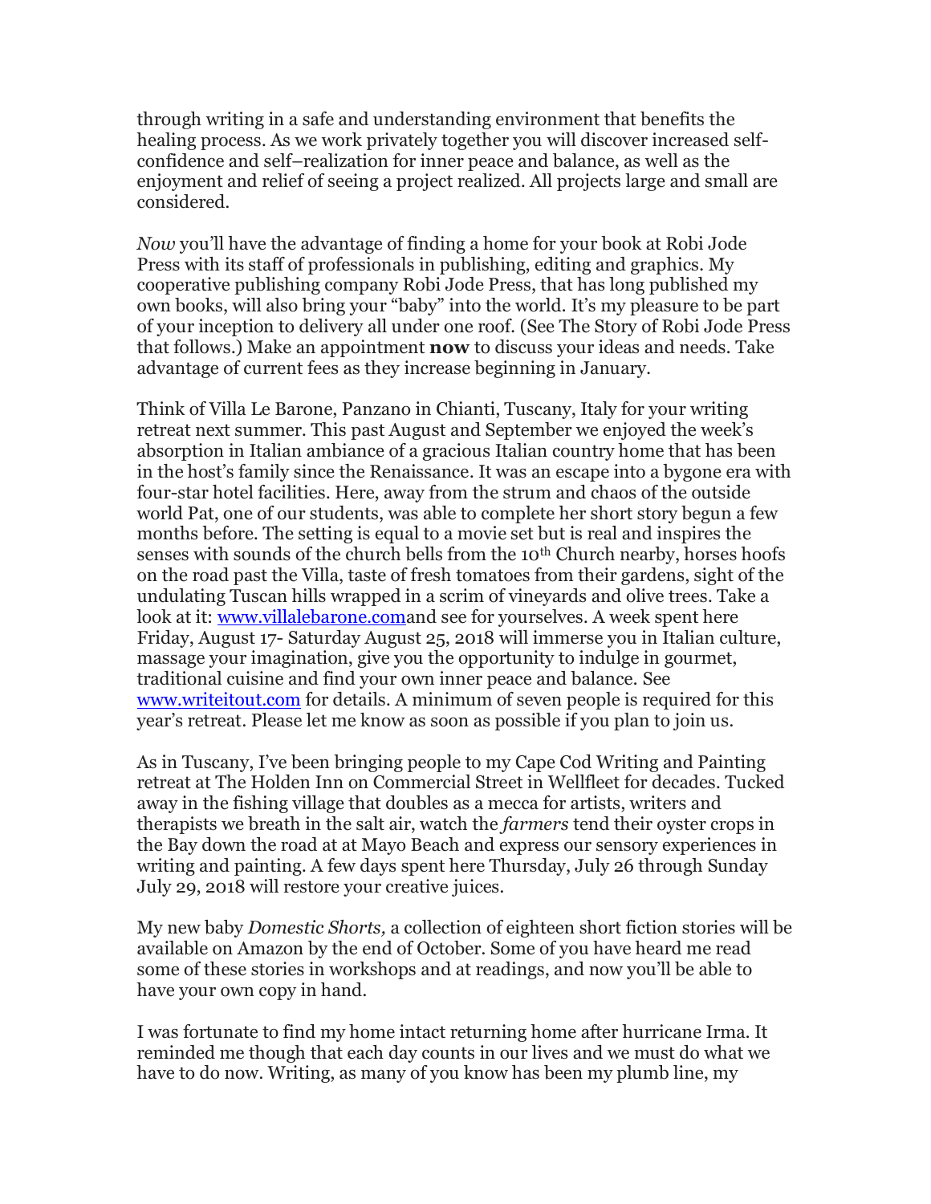through writing in a safe and understanding environment that benefits the healing process. As we work privately together you will discover increased self-confidence and self–realization for inner peace and balance, as well as the enjoyment and relief of seeing a project realized. All projects large and small are considered.

*Now* you'll have the advantage of finding a home for your book at Robi Jode Press with its staff of professionals in publishing, editing and graphics. My cooperative publishing company Robi Jode Press, that has long published my own books, will also bring your "baby" into the world. It's my pleasure to be part of your inception to delivery all under one roof. (See The Story of Robi Jode Press that follows.) Make an appointment **now** to discuss your ideas and needs. Take advantage of current fees as they increase beginning in January.

Think of Villa Le Barone, Panzano in Chianti, Tuscany, Italy for your writing retreat next summer. This past August and September we enjoyed the week's absorption in Italian ambiance of a gracious Italian country home that has been in the host's family since the Renaissance. It was an escape into a bygone era with four-star hotel facilities. Here, away from the strum and chaos of the outside world Pat, one of our students, was able to complete her short story begun a few months before. The setting is equal to a movie set but is real and inspires the senses with sounds of the church bells from the 10th Church nearby, horses hoofs on the road past the Villa, taste of fresh tomatoes from their gardens, sight of the undulating Tuscan hills wrapped in a scrim of vineyards and olive trees. Take a look at it: [www.villalebarone.com](http://www.villalebarone.com)and see for yourselves. A week spent here Friday, August 17- Saturday August 25, 2018 will immerse you in Italian culture, massage your imagination, give you the opportunity to indulge in gourmet, traditional cuisine and find your own inner peace and balance. See [www.writeitout.com](http://www.writeitout.com) for details. A minimum of seven people is required for this year's retreat. Please let me know as soon as possible if you plan to join us.

As in Tuscany, I've been bringing people to my Cape Cod Writing and Painting retreat at The Holden Inn on Commercial Street in Wellfleet for decades. Tucked away in the fishing village that doubles as a mecca for artists, writers and therapists we breath in the salt air, watch the *farmers* tend their oyster crops in the Bay down the road at at Mayo Beach and express our sensory experiences in writing and painting. A few days spent here Thursday, July 26 through Sunday July 29, 2018 will restore your creative juices.

My new baby *Domestic Shorts,* a collection of eighteen short fiction stories will be available on Amazon by the end of October. Some of you have heard me read some of these stories in workshops and at readings, and now you'll be able to have your own copy in hand.

I was fortunate to find my home intact returning home after hurricane Irma. It reminded me though that each day counts in our lives and we must do what we have to do now. Writing, as many of you know has been my plumb line, my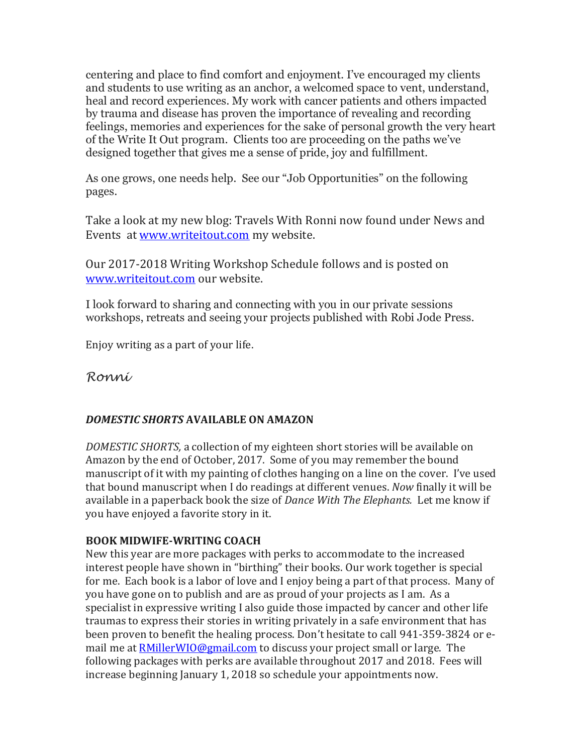centering and place to find comfort and enjoyment. I've encouraged my clients and students to use writing as an anchor, a welcomed space to vent, understand, heal and record experiences. My work with cancer patients and others impacted by trauma and disease has proven the importance of revealing and recording feelings, memories and experiences for the sake of personal growth the very heart of the Write It Out program. Clients too are proceeding on the paths we've designed together that gives me a sense of pride, joy and fulfillment.

As one grows, one needs help. See our "Job Opportunities" on the following pages.

Take a look at my new blog: Travels With Ronni now found under News and Events at [www.writeitout.com](http://www.writeitout.com) my website.

Our 2017-2018 Writing Workshop Schedule follows and is posted on [www.writeitout.com](http://www.writeitout.com) our website.

I look forward to sharing and connecting with you in our private sessions workshops, retreats and seeing your projects published with Robi Jode Press.

Enjoy writing as a part of your life.

*Ronni*

### *DOMESTIC SHORTS* AVAILABLE ON AMAZON

*DOMESTIC SHORTS,* a collection of my eighteen short stories will be available on Amazon by the end of October, 2017. Some of you may remember the bound manuscript of it with my painting of clothes hanging on a line on the cover. I've used that bound manuscript when I do readings at different venues. *Now* finally it will be available in a paperback book the size of *Dance With The Elephants.* Let me know if you have enjoyed a favorite story in it.

### BOOK MIDWIFE-WRITING COACH

New this year are more packages with perks to accommodate to the increased interest people have shown in "birthing" their books. Our work together is special for me. Each book is a labor of love and I enjoy being a part of that process. Many of you have gone on to publish and are as proud of your projects as I am. As a specialist in expressive writing I also guide those impacted by cancer and other life traumas to express their stories in writing privately in a safe environment that has been proven to benefit the healing process. Don't hesitate to call 941-359-3824 or e-mail me at [RMillerWIO@gmail.com](mailto:RMillerWIO@gmail.com) to discuss your project small or large. The following packages with perks are available throughout 2017 and 2018. Fees will increase beginning January 1, 2018 so schedule your appointments now.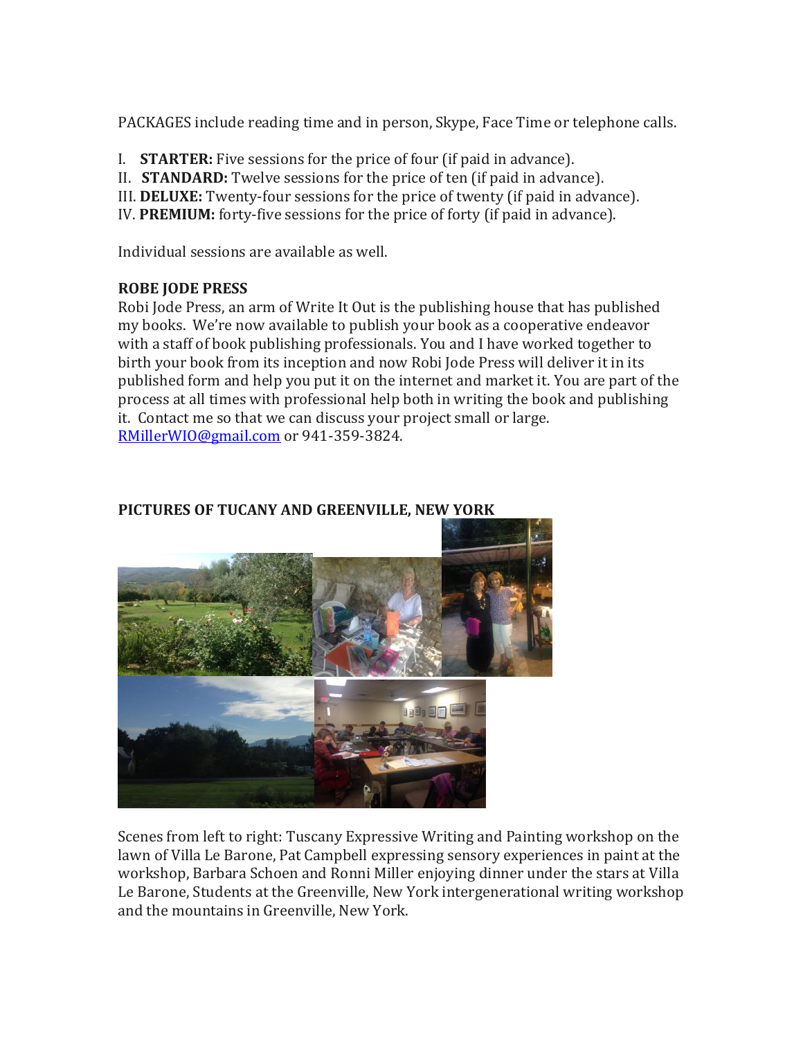PACKAGES include reading time and in person, Skype, Face Time or telephone calls.

I. **STARTER:** Five sessions for the price of four (if paid in advance).
II. **STANDARD:** Twelve sessions for the price of ten (if paid in advance).
III. **DELUXE:** Twenty-four sessions for the price of twenty (if paid in advance).
IV. **PREMIUM:** forty-five sessions for the price of forty (if paid in advance).

Individual sessions are available as well.

**ROBE JODE PRESS**

Robi Jode Press, an arm of Write It Out is the publishing house that has published my books. We're now available to publish your book as a cooperative endeavor with a staff of book publishing professionals. You and I have worked together to birth your book from its inception and now Robi Jode Press will deliver it in its published form and help you put it on the internet and market it. You are part of the process at all times with professional help both in writing the book and publishing it. Contact me so that we can discuss your project small or large. RMillerWIO@gmail.com or 941-359-3824.

**PICTURES OF TUCANY AND GREENVILLE, NEW YORK**

Scenes from left to right: Tuscany Expressive Writing and Painting workshop on the lawn of Villa Le Barone, Pat Campbell expressing sensory experiences in paint at the workshop, Barbara Schoen and Ronni Miller enjoying dinner under the stars at Villa Le Barone, Students at the Greenville, New York intergenerational writing workshop and the mountains in Greenville, New York.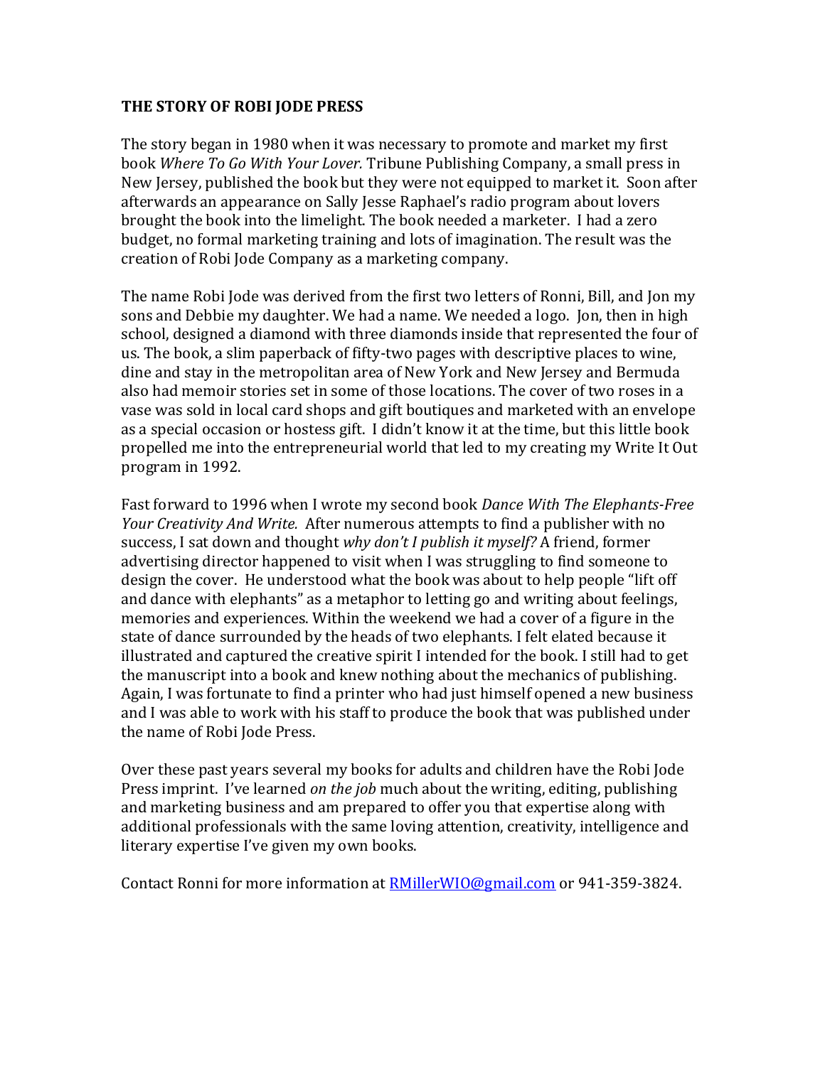**THE STORY OF ROBI JODE PRESS**

The story began in 1980 when it was necessary to promote and market my first book *Where To Go With Your Lover.* Tribune Publishing Company, a small press in New Jersey, published the book but they were not equipped to market it. Soon after afterwards an appearance on Sally Jesse Raphael's radio program about lovers brought the book into the limelight. The book needed a marketer. I had a zero budget, no formal marketing training and lots of imagination. The result was the creation of Robi Jode Company as a marketing company.

The name Robi Jode was derived from the first two letters of Ronni, Bill, and Jon my sons and Debbie my daughter. We had a name. We needed a logo. Jon, then in high school, designed a diamond with three diamonds inside that represented the four of us. The book, a slim paperback of fifty-two pages with descriptive places to wine, dine and stay in the metropolitan area of New York and New Jersey and Bermuda also had memoir stories set in some of those locations. The cover of two roses in a vase was sold in local card shops and gift boutiques and marketed with an envelope as a special occasion or hostess gift. I didn't know it at the time, but this little book propelled me into the entrepreneurial world that led to my creating my Write It Out program in 1992.

Fast forward to 1996 when I wrote my second book *Dance With The Elephants-Free Your Creativity And Write.* After numerous attempts to find a publisher with no success, I sat down and thought *why don't I publish it myself?* A friend, former advertising director happened to visit when I was struggling to find someone to design the cover. He understood what the book was about to help people "lift off and dance with elephants" as a metaphor to letting go and writing about feelings, memories and experiences. Within the weekend we had a cover of a figure in the state of dance surrounded by the heads of two elephants. I felt elated because it illustrated and captured the creative spirit I intended for the book. I still had to get the manuscript into a book and knew nothing about the mechanics of publishing. Again, I was fortunate to find a printer who had just himself opened a new business and I was able to work with his staff to produce the book that was published under the name of Robi Jode Press.

Over these past years several my books for adults and children have the Robi Jode Press imprint. I've learned *on the job* much about the writing, editing, publishing and marketing business and am prepared to offer you that expertise along with additional professionals with the same loving attention, creativity, intelligence and literary expertise I've given my own books.

Contact Ronni for more information at RMillerWIO@gmail.com or 941-359-3824.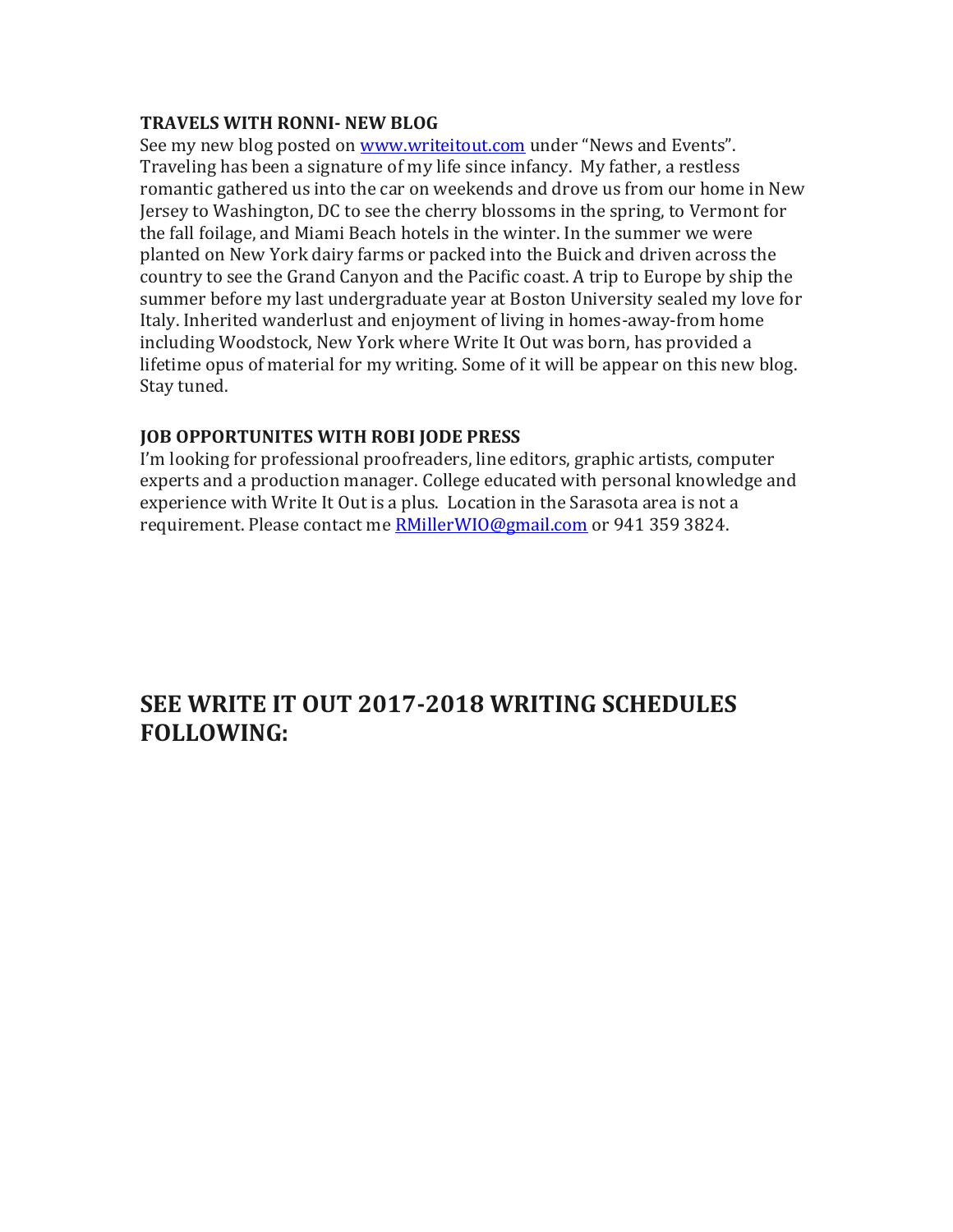**TRAVELS WITH RONNI- NEW BLOG**

See my new blog posted on www.writeitout.com under "News and Events". Traveling has been a signature of my life since infancy. My father, a restless romantic gathered us into the car on weekends and drove us from our home in New Jersey to Washington, DC to see the cherry blossoms in the spring, to Vermont for the fall foilage, and Miami Beach hotels in the winter. In the summer we were planted on New York dairy farms or packed into the Buick and driven across the country to see the Grand Canyon and the Pacific coast. A trip to Europe by ship the summer before my last undergraduate year at Boston University sealed my love for Italy. Inherited wanderlust and enjoyment of living in homes-away-from home including Woodstock, New York where Write It Out was born, has provided a lifetime opus of material for my writing. Some of it will be appear on this new blog. Stay tuned.

**JOB OPPORTUNITES WITH ROBI JODE PRESS**

I'm looking for professional proofreaders, line editors, graphic artists, computer experts and a production manager. College educated with personal knowledge and experience with Write It Out is a plus. Location in the Sarasota area is not a requirement. Please contact me RMillerWIO@gmail.com or 941 359 3824.

## SEE WRITE IT OUT 2017-2018 WRITING SCHEDULES FOLLOWING: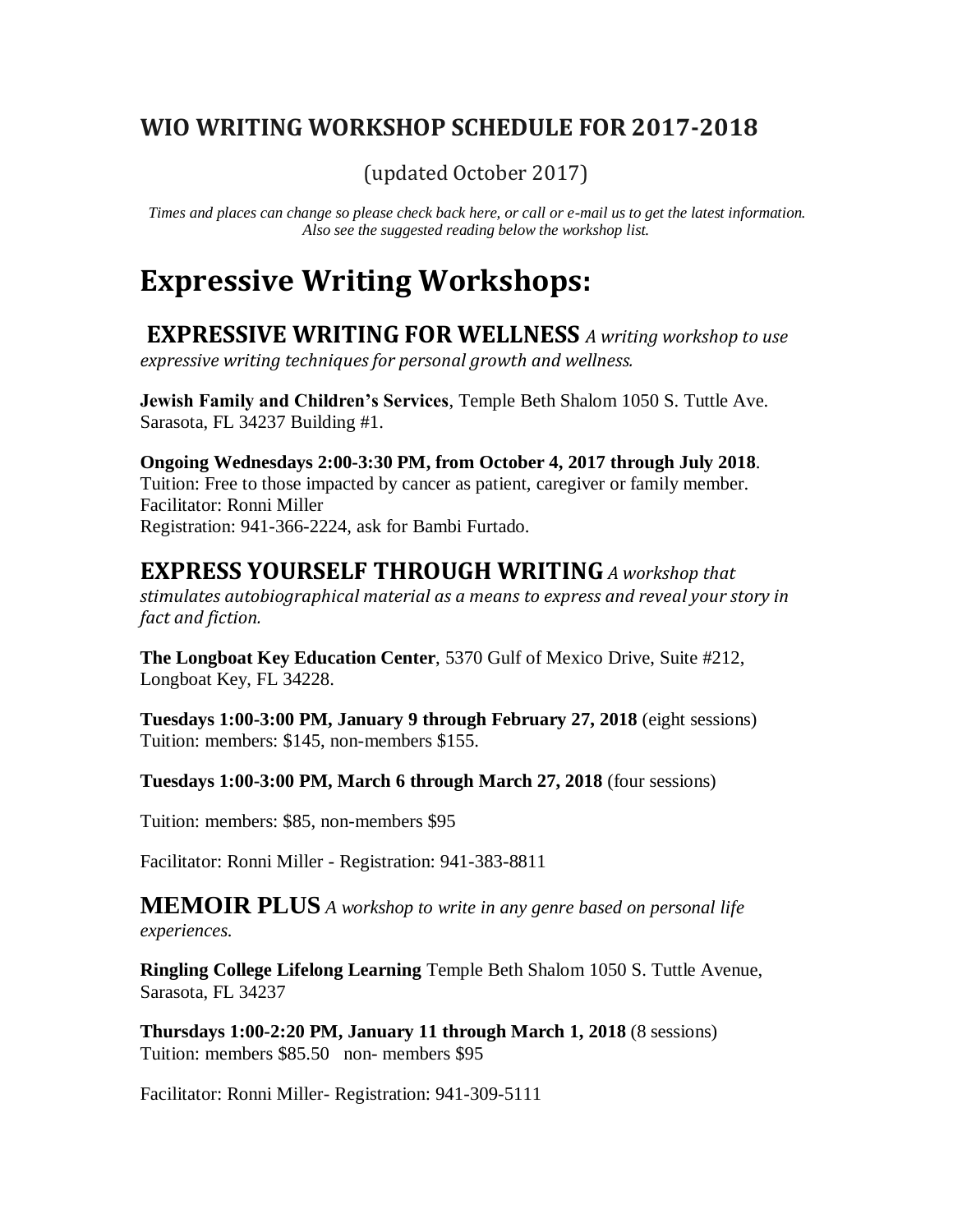## WIO WRITING WORKSHOP SCHEDULE FOR 2017-2018

(updated October 2017)

*Times and places can change so please check back here, or call or e-mail us to get the latest information. Also see the suggested reading below the workshop list.*

# Expressive Writing Workshops:

### EXPRESSIVE WRITING FOR WELLNESS *A writing workshop to use expressive writing techniques for personal growth and wellness.*

**Jewish Family and Children's Services**, Temple Beth Shalom 1050 S. Tuttle Ave. Sarasota, FL 34237 Building #1.

**Ongoing Wednesdays 2:00-3:30 PM, from October 4, 2017 through July 2018**.
Tuition: Free to those impacted by cancer as patient, caregiver or family member.
Facilitator: Ronni Miller
Registration: 941-366-2224, ask for Bambi Furtado.

### EXPRESS YOURSELF THROUGH WRITING *A workshop that stimulates autobiographical material as a means to express and reveal your story in fact and fiction.*

**The Longboat Key Education Center**, 5370 Gulf of Mexico Drive, Suite #212, Longboat Key, FL 34228.

**Tuesdays 1:00-3:00 PM, January 9 through February 27, 2018** (eight sessions)
Tuition: members: $145, non-members $155.

**Tuesdays 1:00-3:00 PM, March 6 through March 27, 2018** (four sessions)

Tuition: members: $85, non-members $95

Facilitator: Ronni Miller - Registration: 941-383-8811

### MEMOIR PLUS *A workshop to write in any genre based on personal life experiences.*

**Ringling College Lifelong Learning** Temple Beth Shalom 1050 S. Tuttle Avenue, Sarasota, FL 34237

**Thursdays 1:00-2:20 PM, January 11 through March 1, 2018** (8 sessions)
Tuition: members $85.50 non- members $95

Facilitator: Ronni Miller- Registration: 941-309-5111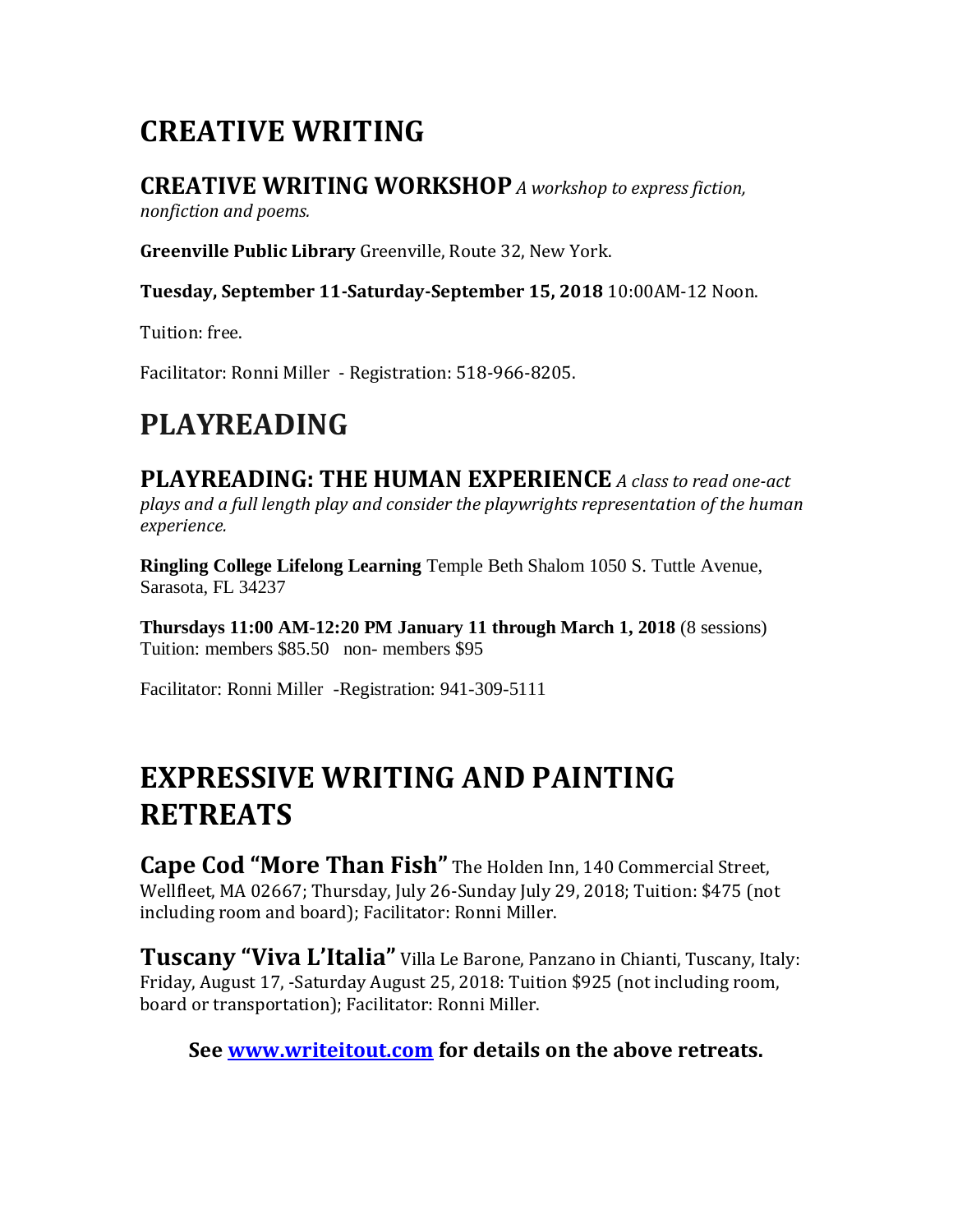# CREATIVE WRITING

## CREATIVE WRITING WORKSHOP *A workshop to express fiction, nonfiction and poems.*

**Greenville Public Library** Greenville, Route 32, New York.

**Tuesday, September 11-Saturday-September 15, 2018** 10:00AM-12 Noon.

Tuition: free.

Facilitator: Ronni Miller - Registration: 518-966-8205.

# PLAYREADING

## PLAYREADING: THE HUMAN EXPERIENCE *A class to read one-act plays and a full length play and consider the playwrights representation of the human experience.*

**Ringling College Lifelong Learning** Temple Beth Shalom 1050 S. Tuttle Avenue, Sarasota, FL 34237

**Thursdays 11:00 AM-12:20 PM January 11 through March 1, 2018** (8 sessions)
Tuition: members $85.50 non- members $95

Facilitator: Ronni Miller -Registration: 941-309-5111

# EXPRESSIVE WRITING AND PAINTING RETREATS

**Cape Cod "More Than Fish"** The Holden Inn, 140 Commercial Street, Wellfleet, MA 02667; Thursday, July 26-Sunday July 29, 2018; Tuition: $475 (not including room and board); Facilitator: Ronni Miller.

**Tuscany "Viva L'Italia"** Villa Le Barone, Panzano in Chianti, Tuscany, Italy: Friday, August 17, -Saturday August 25, 2018: Tuition $925 (not including room, board or transportation); Facilitator: Ronni Miller.

**See [www.writeitout.com](http://www.writeitout.com) for details on the above retreats.**